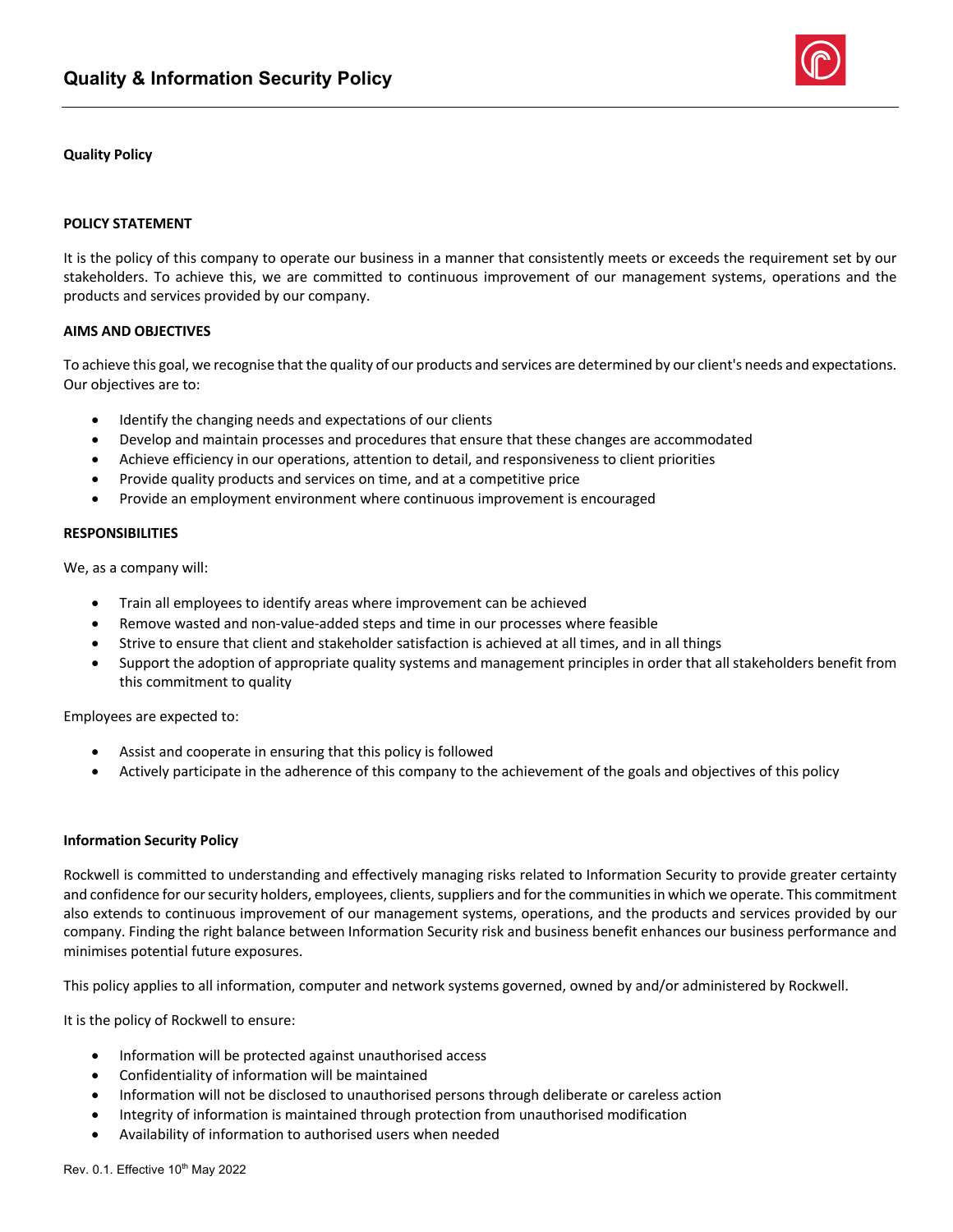# Quality & Information Security Policy

## Quality Policy

### POLICY STATEMENT

It is the policy of this company to operate our business in a manner that consistently meets or exceeds the requirement set by our stakeholders. To achieve this, we are committed to continuous improvement of our management systems, operations and the products and services provided by our company.

### AIMS AND OBJECTIVES

To achieve this goal, we recognise that the quality of our products and services are determined by our client's needs and expectations. Our objectives are to:

- Identify the changing needs and expectations of our clients
- Develop and maintain processes and procedures that ensure that these changes are accommodated
- Achieve efficiency in our operations, attention to detail, and responsiveness to client priorities
- Provide quality products and services on time, and at a competitive price
- Provide an employment environment where continuous improvement is encouraged

### RESPONSIBILITIES

We, as a company will:

- Train all employees to identify areas where improvement can be achieved
- Remove wasted and non-value-added steps and time in our processes where feasible
- Strive to ensure that client and stakeholder satisfaction is achieved at all times, and in all things
- Support the adoption of appropriate quality systems and management principles in order that all stakeholders benefit from this commitment to quality

Employees are expected to:

- Assist and cooperate in ensuring that this policy is followed
- Actively participate in the adherence of this company to the achievement of the goals and objectives of this policy

## Information Security Policy

Rockwell is committed to understanding and effectively managing risks related to Information Security to provide greater certainty and confidence for our security holders, employees, clients, suppliers and for the communities in which we operate. This commitment also extends to continuous improvement of our management systems, operations, and the products and services provided by our company. Finding the right balance between Information Security risk and business benefit enhances our business performance and minimises potential future exposures.

This policy applies to all information, computer and network systems governed, owned by and/or administered by Rockwell.

It is the policy of Rockwell to ensure:

- Information will be protected against unauthorised access
- Confidentiality of information will be maintained
- Information will not be disclosed to unauthorised persons through deliberate or careless action
- Integrity of information is maintained through protection from unauthorised modification
- Availability of information to authorised users when needed

Rev. 0.1. Effective 10th May 2022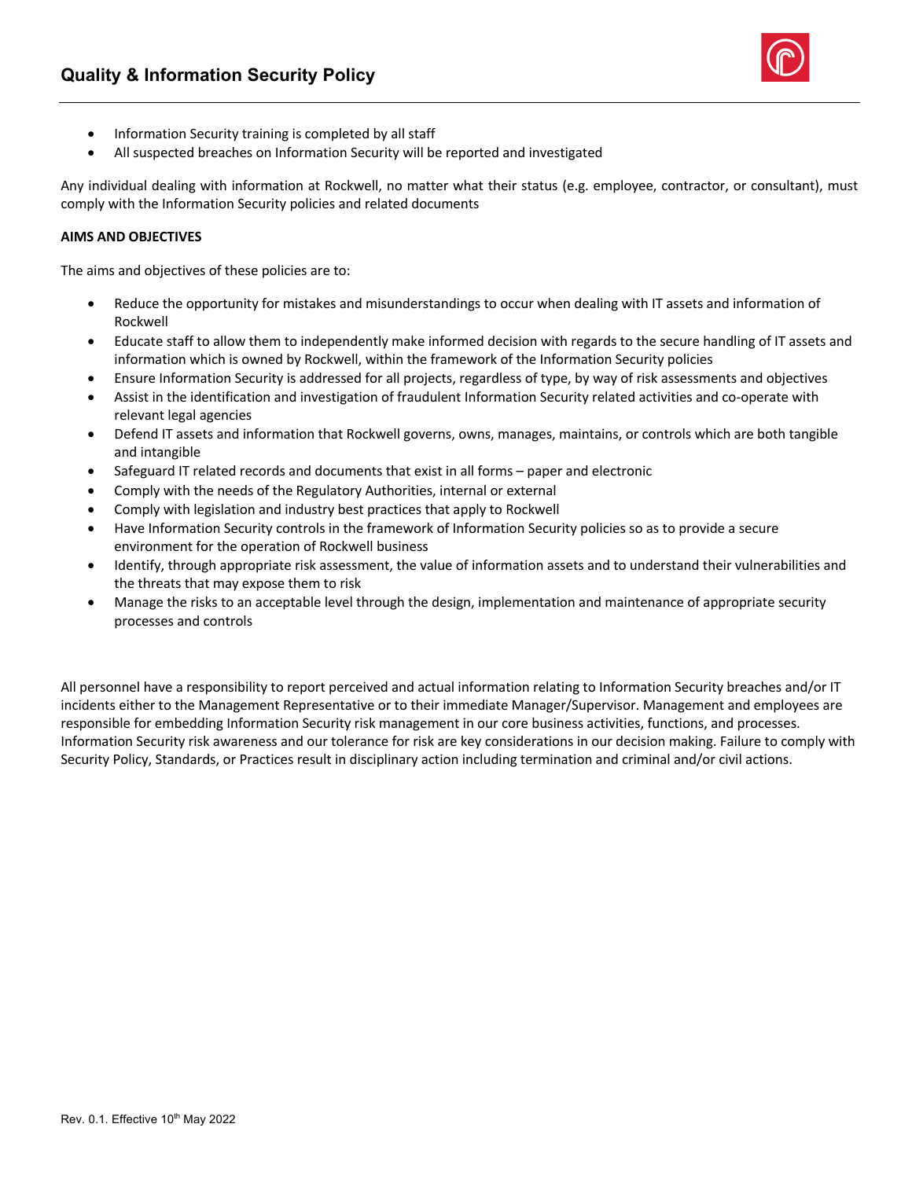- Information Security training is completed by all staff
- All suspected breaches on Information Security will be reported and investigated

Any individual dealing with information at Rockwell, no matter what their status (e.g. employee, contractor, or consultant), must comply with the Information Security policies and related documents

**AIMS AND OBJECTIVES**

The aims and objectives of these policies are to:

- Reduce the opportunity for mistakes and misunderstandings to occur when dealing with IT assets and information of Rockwell
- Educate staff to allow them to independently make informed decision with regards to the secure handling of IT assets and information which is owned by Rockwell, within the framework of the Information Security policies
- Ensure Information Security is addressed for all projects, regardless of type, by way of risk assessments and objectives
- Assist in the identification and investigation of fraudulent Information Security related activities and co-operate with relevant legal agencies
- Defend IT assets and information that Rockwell governs, owns, manages, maintains, or controls which are both tangible and intangible
- Safeguard IT related records and documents that exist in all forms – paper and electronic
- Comply with the needs of the Regulatory Authorities, internal or external
- Comply with legislation and industry best practices that apply to Rockwell
- Have Information Security controls in the framework of Information Security policies so as to provide a secure environment for the operation of Rockwell business
- Identify, through appropriate risk assessment, the value of information assets and to understand their vulnerabilities and the threats that may expose them to risk
- Manage the risks to an acceptable level through the design, implementation and maintenance of appropriate security processes and controls

All personnel have a responsibility to report perceived and actual information relating to Information Security breaches and/or IT incidents either to the Management Representative or to their immediate Manager/Supervisor. Management and employees are responsible for embedding Information Security risk management in our core business activities, functions, and processes. Information Security risk awareness and our tolerance for risk are key considerations in our decision making. Failure to comply with Security Policy, Standards, or Practices result in disciplinary action including termination and criminal and/or civil actions.